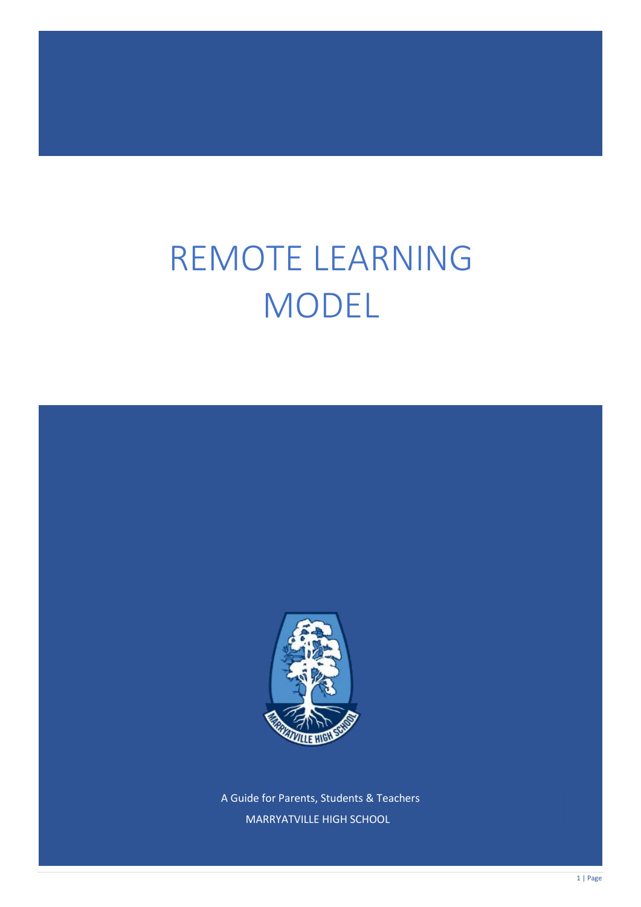# REMOTE LEARNING MODEL

A Guide for Parents, Students & Teachers

MARRYATVILLE HIGH SCHOOL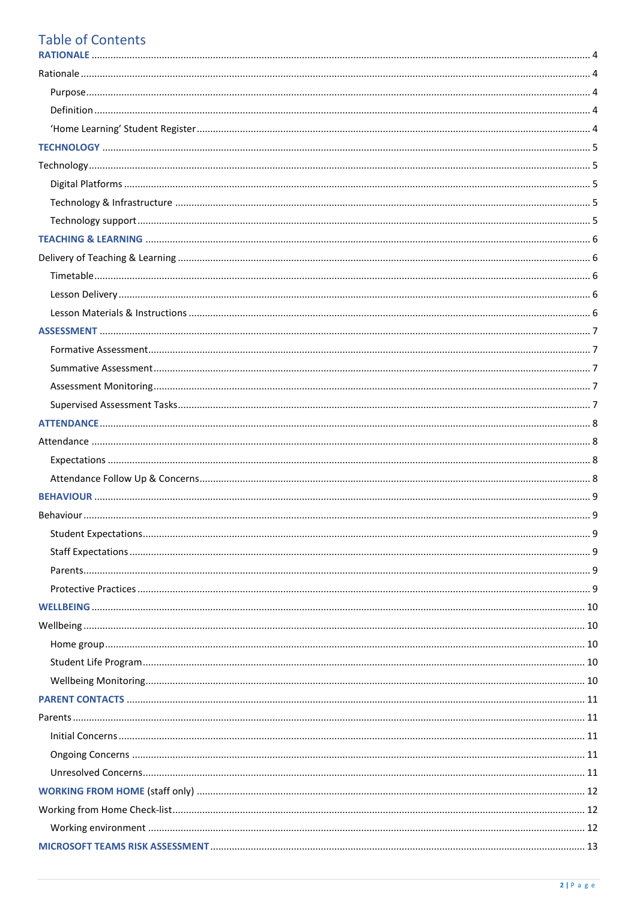# Table of Contents

**RATIONALE** ..... 4

Rationale ..... 4

- Purpose ..... 4
- Definition ..... 4
- 'Home Learning' Student Register ..... 4

**TECHNOLOGY** ..... 5

Technology ..... 5

- Digital Platforms ..... 5
- Technology & Infrastructure ..... 5
- Technology support ..... 5

**TEACHING & LEARNING** ..... 6

Delivery of Teaching & Learning ..... 6

- Timetable ..... 6
- Lesson Delivery ..... 6
- Lesson Materials & Instructions ..... 6

**ASSESSMENT** ..... 7

- Formative Assessment ..... 7
- Summative Assessment ..... 7
- Assessment Monitoring ..... 7
- Supervised Assessment Tasks ..... 7

**ATTENDANCE** ..... 8

Attendance ..... 8

- Expectations ..... 8
- Attendance Follow Up & Concerns ..... 8

**BEHAVIOUR** ..... 9

Behaviour ..... 9

- Student Expectations ..... 9
- Staff Expectations ..... 9
- Parents ..... 9
- Protective Practices ..... 9

**WELLBEING** ..... 10

Wellbeing ..... 10

- Home group ..... 10
- Student Life Program ..... 10
- Wellbeing Monitoring ..... 10

**PARENT CONTACTS** ..... 11

Parents ..... 11

- Initial Concerns ..... 11
- Ongoing Concerns ..... 11
- Unresolved Concerns ..... 11

**WORKING FROM HOME** (staff only) ..... 12

Working from Home Check-list ..... 12

- Working environment ..... 12

**MICROSOFT TEAMS RISK ASSESSMENT** ..... 13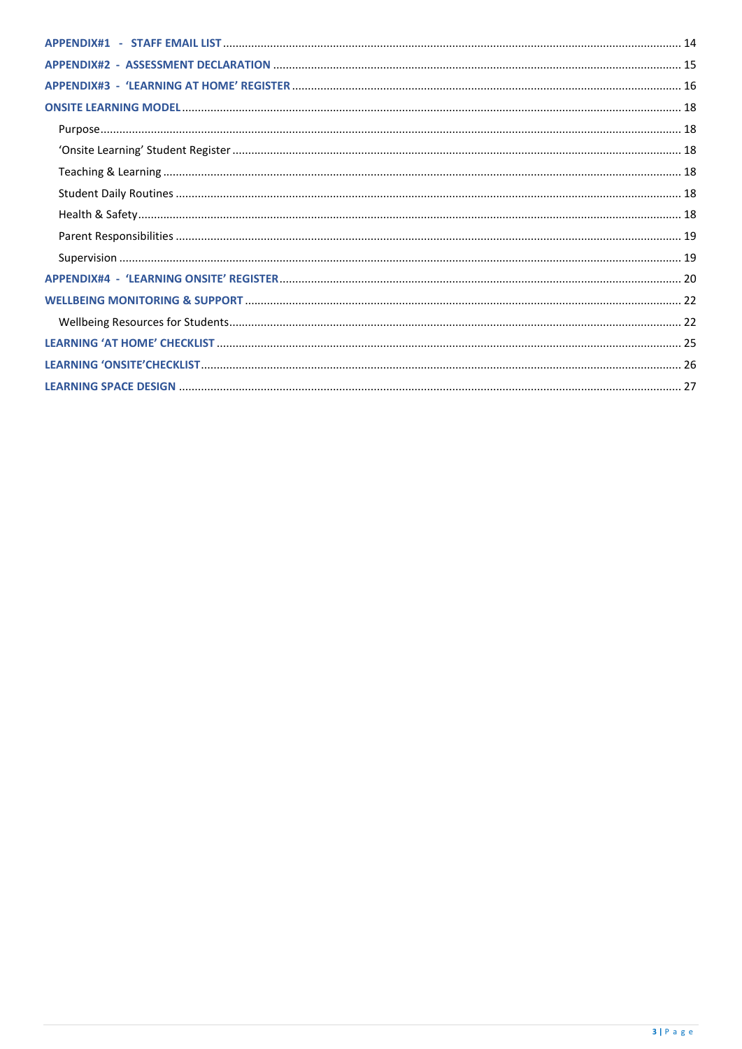APPENDIX#1 - STAFF EMAIL LIST ..... 14

APPENDIX#2 - ASSESSMENT DECLARATION ..... 15

APPENDIX#3 - 'LEARNING AT HOME' REGISTER ..... 16

ONSITE LEARNING MODEL ..... 18

- Purpose ..... 18
- 'Onsite Learning' Student Register ..... 18
- Teaching & Learning ..... 18
- Student Daily Routines ..... 18
- Health & Safety ..... 18
- Parent Responsibilities ..... 19
- Supervision ..... 19

APPENDIX#4 - 'LEARNING ONSITE' REGISTER ..... 20

WELLBEING MONITORING & SUPPORT ..... 22

- Wellbeing Resources for Students ..... 22

LEARNING 'AT HOME' CHECKLIST ..... 25

LEARNING 'ONSITE'CHECKLIST ..... 26

LEARNING SPACE DESIGN ..... 27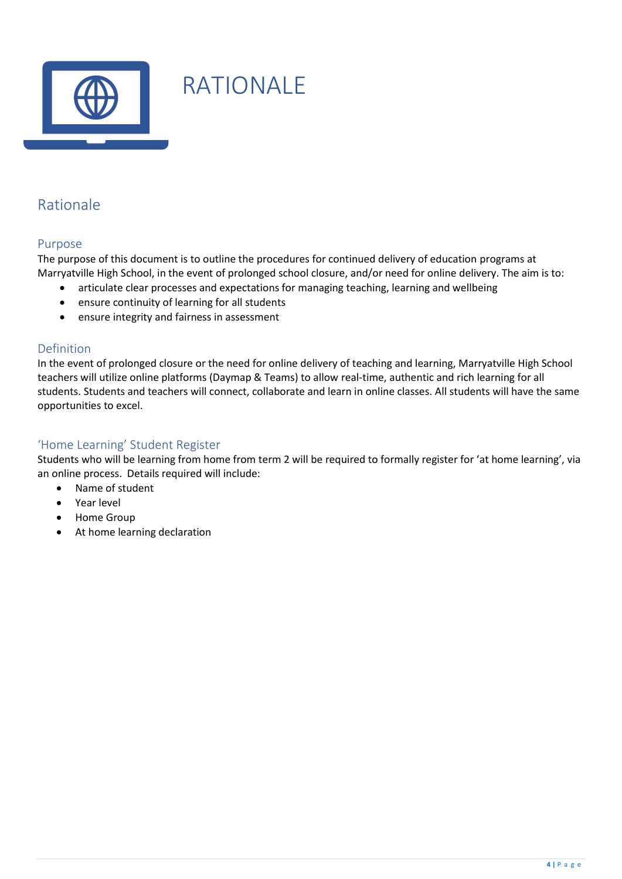# RATIONALE

## Rationale

### Purpose

The purpose of this document is to outline the procedures for continued delivery of education programs at Marryatville High School, in the event of prolonged school closure, and/or need for online delivery. The aim is to:

- articulate clear processes and expectations for managing teaching, learning and wellbeing
- ensure continuity of learning for all students
- ensure integrity and fairness in assessment

### Definition

In the event of prolonged closure or the need for online delivery of teaching and learning, Marryatville High School teachers will utilize online platforms (Daymap & Teams) to allow real-time, authentic and rich learning for all students. Students and teachers will connect, collaborate and learn in online classes. All students will have the same opportunities to excel.

### 'Home Learning' Student Register

Students who will be learning from home from term 2 will be required to formally register for 'at home learning', via an online process. Details required will include:

- Name of student
- Year level
- Home Group
- At home learning declaration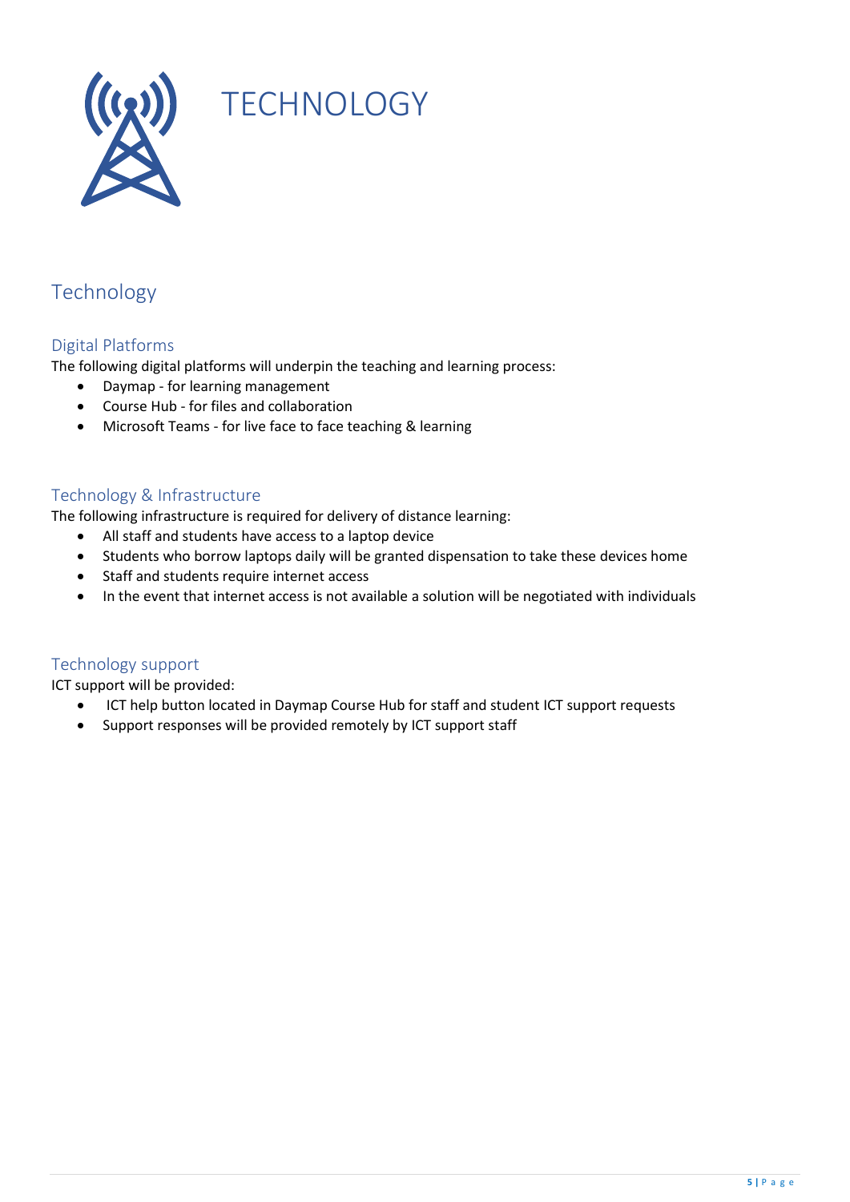# TECHNOLOGY

## Technology

### Digital Platforms

The following digital platforms will underpin the teaching and learning process:

- Daymap - for learning management
- Course Hub - for files and collaboration
- Microsoft Teams - for live face to face teaching & learning

### Technology & Infrastructure

The following infrastructure is required for delivery of distance learning:

- All staff and students have access to a laptop device
- Students who borrow laptops daily will be granted dispensation to take these devices home
- Staff and students require internet access
- In the event that internet access is not available a solution will be negotiated with individuals

### Technology support

ICT support will be provided:

- ICT help button located in Daymap Course Hub for staff and student ICT support requests
- Support responses will be provided remotely by ICT support staff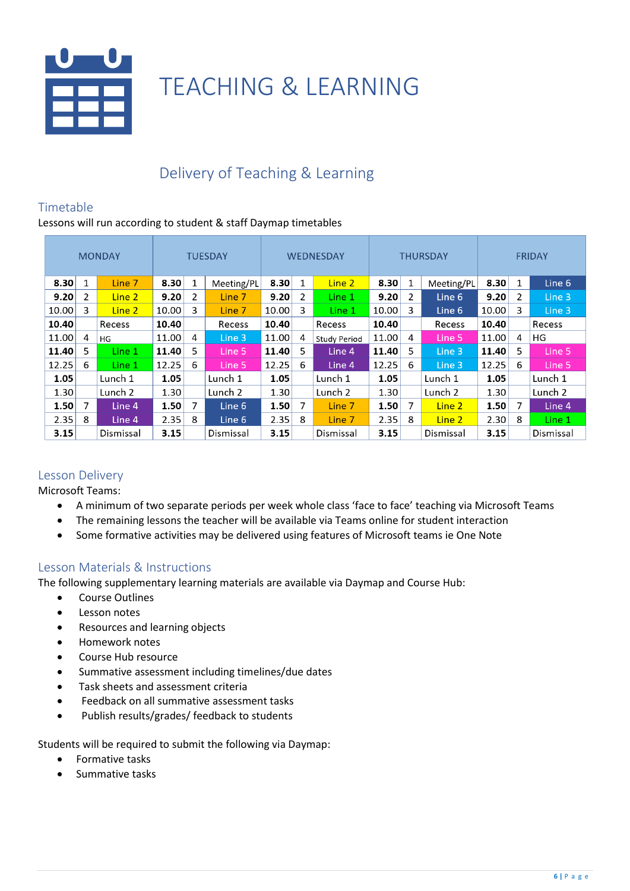# TEACHING & LEARNING

## Delivery of Teaching & Learning

### Timetable

Lessons will run according to student & staff Daymap timetables

| MONDAY | | | TUESDAY | | | WEDNESDAY | | | THURSDAY | | | FRIDAY | | |
|---|---|---|---|---|---|---|---|---|---|---|---|---|---|---|
| **8.30** | 1 | Line 7 | **8.30** | 1 | Meeting/PL | **8.30** | 1 | Line 2 | **8.30** | 1 | Meeting/PL | **8.30** | 1 | Line 6 |
| **9.20** | 2 | Line 2 | **9.20** | 2 | Line 7 | **9.20** | 2 | Line 1 | **9.20** | 2 | Line 6 | **9.20** | 2 | Line 3 |
| 10.00 | 3 | Line 2 | 10.00 | 3 | Line 7 | 10.00 | 3 | Line 1 | 10.00 | 3 | Line 6 | 10.00 | 3 | Line 3 |
| **10.40** | | Recess | **10.40** | | Recess | **10.40** | | Recess | **10.40** | | Recess | **10.40** | | Recess |
| 11.00 | 4 | HG | 11.00 | 4 | Line 3 | 11.00 | 4 | Study Period | 11.00 | 4 | Line 5 | 11.00 | 4 | HG |
| **11.40** | 5 | Line 1 | **11.40** | 5 | Line 5 | **11.40** | 5 | Line 4 | **11.40** | 5 | Line 3 | **11.40** | 5 | Line 5 |
| 12.25 | 6 | Line 1 | 12.25 | 6 | Line 5 | 12.25 | 6 | Line 4 | 12.25 | 6 | Line 3 | 12.25 | 6 | Line 5 |
| **1.05** | | Lunch 1 | **1.05** | | Lunch 1 | **1.05** | | Lunch 1 | **1.05** | | Lunch 1 | **1.05** | | Lunch 1 |
| 1.30 | | Lunch 2 | 1.30 | | Lunch 2 | 1.30 | | Lunch 2 | 1.30 | | Lunch 2 | 1.30 | | Lunch 2 |
| **1.50** | 7 | Line 4 | **1.50** | 7 | Line 6 | **1.50** | 7 | Line 7 | **1.50** | 7 | Line 2 | **1.50** | 7 | Line 4 |
| 2.35 | 8 | Line 4 | 2.35 | 8 | Line 6 | 2.35 | 8 | Line 7 | 2.35 | 8 | Line 2 | 2.30 | 8 | Line 1 |
| **3.15** | | Dismissal | **3.15** | | Dismissal | **3.15** | | Dismissal | **3.15** | | Dismissal | **3.15** | | Dismissal |

### Lesson Delivery

Microsoft Teams:

- A minimum of two separate periods per week whole class 'face to face' teaching via Microsoft Teams
- The remaining lessons the teacher will be available via Teams online for student interaction
- Some formative activities may be delivered using features of Microsoft teams ie One Note

### Lesson Materials & Instructions

The following supplementary learning materials are available via Daymap and Course Hub:

- Course Outlines
- Lesson notes
- Resources and learning objects
- Homework notes
- Course Hub resource
- Summative assessment including timelines/due dates
- Task sheets and assessment criteria
- Feedback on all summative assessment tasks
- Publish results/grades/ feedback to students

Students will be required to submit the following via Daymap:

- Formative tasks
- Summative tasks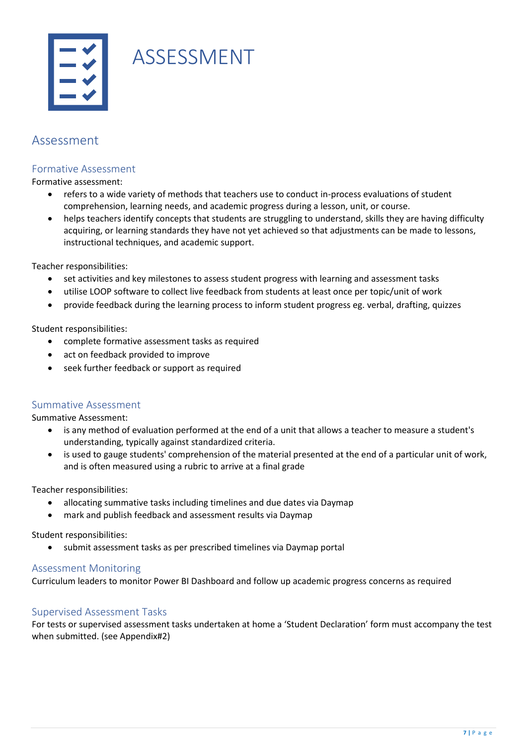# ASSESSMENT

## Assessment

### Formative Assessment

Formative assessment:

- refers to a wide variety of methods that teachers use to conduct in-process evaluations of student comprehension, learning needs, and academic progress during a lesson, unit, or course.
- helps teachers identify concepts that students are struggling to understand, skills they are having difficulty acquiring, or learning standards they have not yet achieved so that adjustments can be made to lessons, instructional techniques, and academic support.

Teacher responsibilities:

- set activities and key milestones to assess student progress with learning and assessment tasks
- utilise LOOP software to collect live feedback from students at least once per topic/unit of work
- provide feedback during the learning process to inform student progress eg. verbal, drafting, quizzes

Student responsibilities:

- complete formative assessment tasks as required
- act on feedback provided to improve
- seek further feedback or support as required

### Summative Assessment

Summative Assessment:

- is any method of evaluation performed at the end of a unit that allows a teacher to measure a student's understanding, typically against standardized criteria.
- is used to gauge students' comprehension of the material presented at the end of a particular unit of work, and is often measured using a rubric to arrive at a final grade

Teacher responsibilities:

- allocating summative tasks including timelines and due dates via Daymap
- mark and publish feedback and assessment results via Daymap

Student responsibilities:

- submit assessment tasks as per prescribed timelines via Daymap portal

### Assessment Monitoring

Curriculum leaders to monitor Power BI Dashboard and follow up academic progress concerns as required

### Supervised Assessment Tasks

For tests or supervised assessment tasks undertaken at home a 'Student Declaration' form must accompany the test when submitted. (see Appendix#2)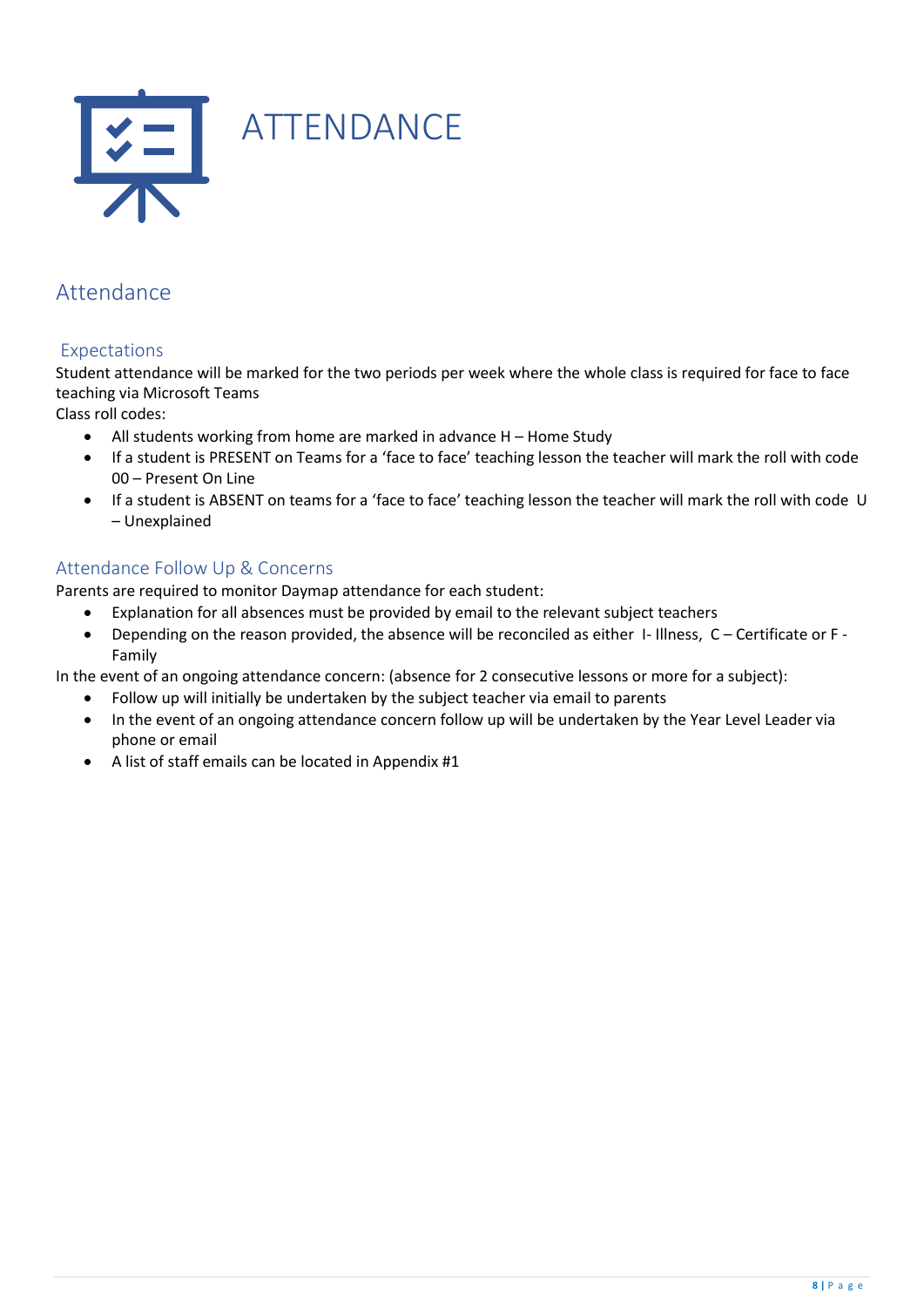# ATTENDANCE

## Attendance

### Expectations

Student attendance will be marked for the two periods per week where the whole class is required for face to face teaching via Microsoft Teams

Class roll codes:

- All students working from home are marked in advance H – Home Study
- If a student is PRESENT on Teams for a 'face to face' teaching lesson the teacher will mark the roll with code 00 – Present On Line
- If a student is ABSENT on teams for a 'face to face' teaching lesson the teacher will mark the roll with code U – Unexplained

### Attendance Follow Up & Concerns

Parents are required to monitor Daymap attendance for each student:

- Explanation for all absences must be provided by email to the relevant subject teachers
- Depending on the reason provided, the absence will be reconciled as either I- Illness, C – Certificate or F - Family

In the event of an ongoing attendance concern: (absence for 2 consecutive lessons or more for a subject):

- Follow up will initially be undertaken by the subject teacher via email to parents
- In the event of an ongoing attendance concern follow up will be undertaken by the Year Level Leader via phone or email
- A list of staff emails can be located in Appendix #1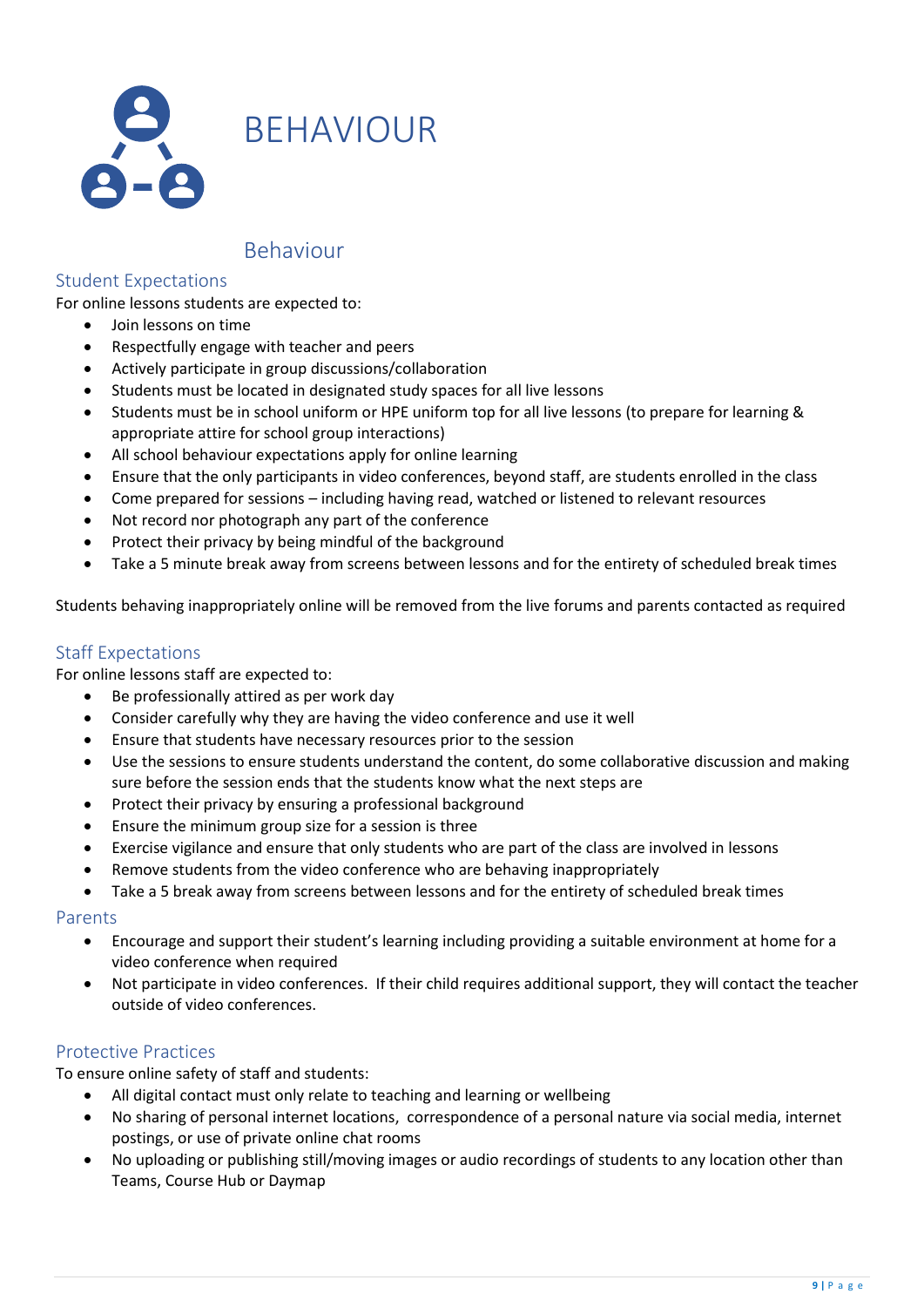# BEHAVIOUR

## Behaviour

### Student Expectations

For online lessons students are expected to:

- Join lessons on time
- Respectfully engage with teacher and peers
- Actively participate in group discussions/collaboration
- Students must be located in designated study spaces for all live lessons
- Students must be in school uniform or HPE uniform top for all live lessons (to prepare for learning & appropriate attire for school group interactions)
- All school behaviour expectations apply for online learning
- Ensure that the only participants in video conferences, beyond staff, are students enrolled in the class
- Come prepared for sessions – including having read, watched or listened to relevant resources
- Not record nor photograph any part of the conference
- Protect their privacy by being mindful of the background
- Take a 5 minute break away from screens between lessons and for the entirety of scheduled break times

Students behaving inappropriately online will be removed from the live forums and parents contacted as required

### Staff Expectations

For online lessons staff are expected to:

- Be professionally attired as per work day
- Consider carefully why they are having the video conference and use it well
- Ensure that students have necessary resources prior to the session
- Use the sessions to ensure students understand the content, do some collaborative discussion and making sure before the session ends that the students know what the next steps are
- Protect their privacy by ensuring a professional background
- Ensure the minimum group size for a session is three
- Exercise vigilance and ensure that only students who are part of the class are involved in lessons
- Remove students from the video conference who are behaving inappropriately
- Take a 5 break away from screens between lessons and for the entirety of scheduled break times

### Parents

- Encourage and support their student's learning including providing a suitable environment at home for a video conference when required
- Not participate in video conferences. If their child requires additional support, they will contact the teacher outside of video conferences.

### Protective Practices

To ensure online safety of staff and students:

- All digital contact must only relate to teaching and learning or wellbeing
- No sharing of personal internet locations, correspondence of a personal nature via social media, internet postings, or use of private online chat rooms
- No uploading or publishing still/moving images or audio recordings of students to any location other than Teams, Course Hub or Daymap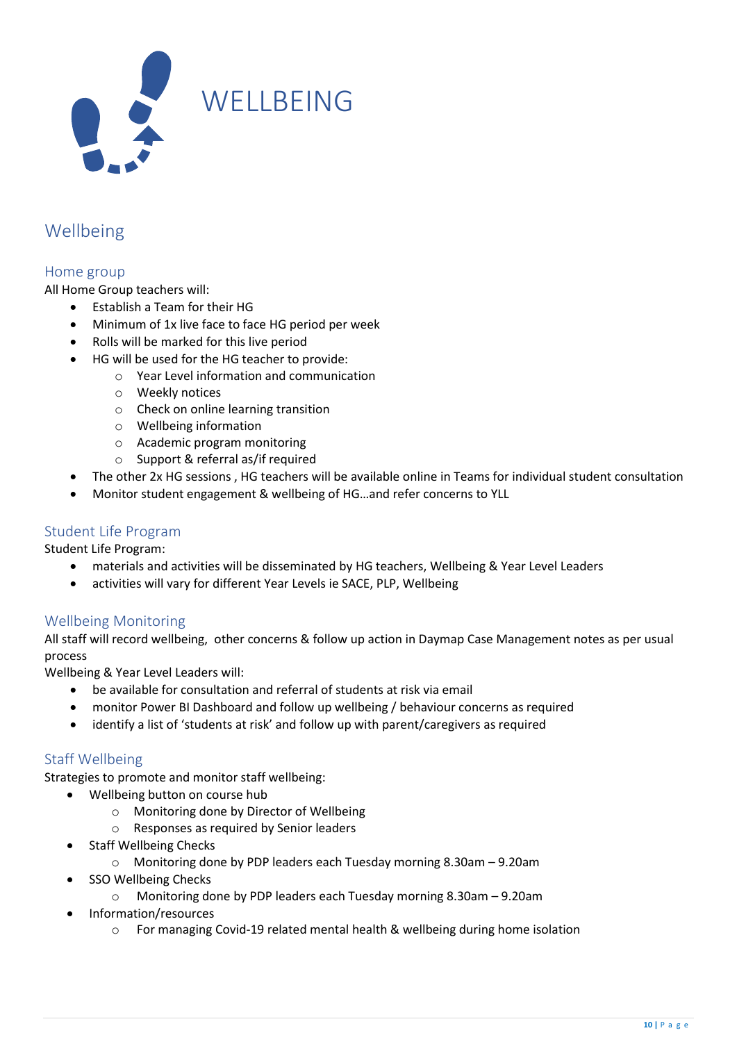# WELLBEING

## Wellbeing

### Home group

All Home Group teachers will:

- Establish a Team for their HG
- Minimum of 1x live face to face HG period per week
- Rolls will be marked for this live period
- HG will be used for the HG teacher to provide:
  - Year Level information and communication
  - Weekly notices
  - Check on online learning transition
  - Wellbeing information
  - Academic program monitoring
  - Support & referral as/if required
- The other 2x HG sessions , HG teachers will be available online in Teams for individual student consultation
- Monitor student engagement & wellbeing of HG…and refer concerns to YLL

### Student Life Program

Student Life Program:

- materials and activities will be disseminated by HG teachers, Wellbeing & Year Level Leaders
- activities will vary for different Year Levels ie SACE, PLP, Wellbeing

### Wellbeing Monitoring

All staff will record wellbeing, other concerns & follow up action in Daymap Case Management notes as per usual process

Wellbeing & Year Level Leaders will:

- be available for consultation and referral of students at risk via email
- monitor Power BI Dashboard and follow up wellbeing / behaviour concerns as required
- identify a list of 'students at risk' and follow up with parent/caregivers as required

### Staff Wellbeing

Strategies to promote and monitor staff wellbeing:

- Wellbeing button on course hub
  - Monitoring done by Director of Wellbeing
  - Responses as required by Senior leaders
- Staff Wellbeing Checks
  - Monitoring done by PDP leaders each Tuesday morning 8.30am – 9.20am
- SSO Wellbeing Checks
  - Monitoring done by PDP leaders each Tuesday morning 8.30am – 9.20am
- Information/resources
  - For managing Covid-19 related mental health & wellbeing during home isolation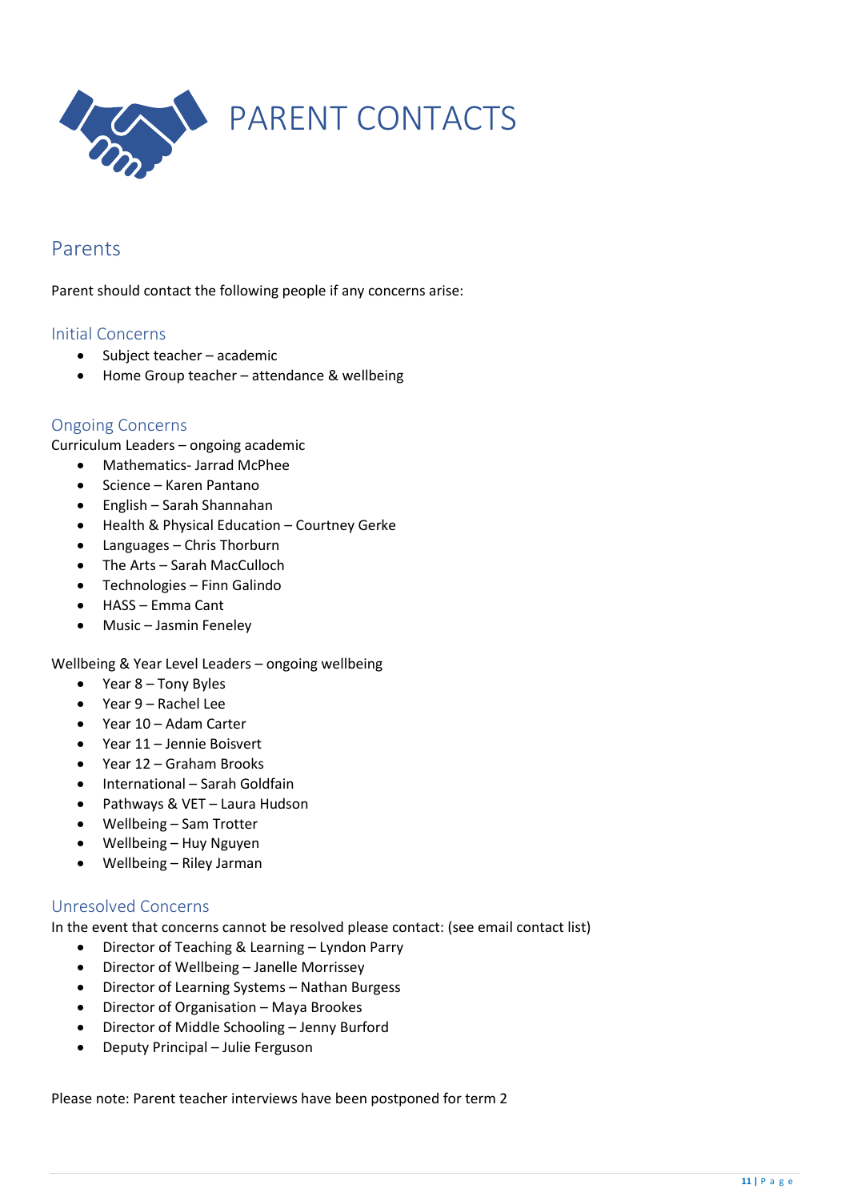# PARENT CONTACTS

## Parents

Parent should contact the following people if any concerns arise:

### Initial Concerns

- Subject teacher – academic
- Home Group teacher – attendance & wellbeing

### Ongoing Concerns

Curriculum Leaders – ongoing academic

- Mathematics- Jarrad McPhee
- Science – Karen Pantano
- English – Sarah Shannahan
- Health & Physical Education – Courtney Gerke
- Languages – Chris Thorburn
- The Arts – Sarah MacCulloch
- Technologies – Finn Galindo
- HASS – Emma Cant
- Music – Jasmin Feneley

Wellbeing & Year Level Leaders – ongoing wellbeing

- Year 8 – Tony Byles
- Year 9 – Rachel Lee
- Year 10 – Adam Carter
- Year 11 – Jennie Boisvert
- Year 12 – Graham Brooks
- International – Sarah Goldfain
- Pathways & VET – Laura Hudson
- Wellbeing – Sam Trotter
- Wellbeing – Huy Nguyen
- Wellbeing – Riley Jarman

### Unresolved Concerns

In the event that concerns cannot be resolved please contact: (see email contact list)

- Director of Teaching & Learning – Lyndon Parry
- Director of Wellbeing – Janelle Morrissey
- Director of Learning Systems – Nathan Burgess
- Director of Organisation – Maya Brookes
- Director of Middle Schooling – Jenny Burford
- Deputy Principal – Julie Ferguson

Please note: Parent teacher interviews have been postponed for term 2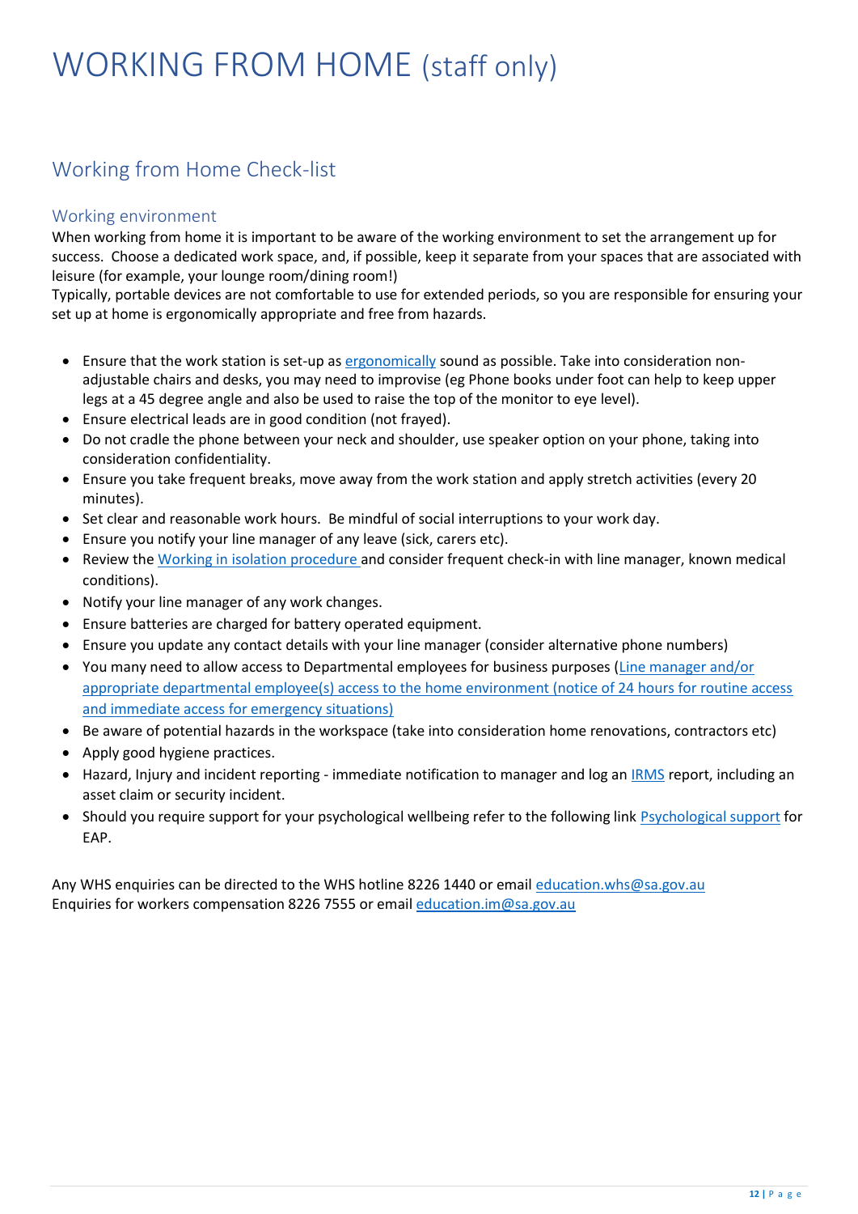# WORKING FROM HOME (staff only)

## Working from Home Check-list

### Working environment

When working from home it is important to be aware of the working environment to set the arrangement up for success. Choose a dedicated work space, and, if possible, keep it separate from your spaces that are associated with leisure (for example, your lounge room/dining room!)
Typically, portable devices are not comfortable to use for extended periods, so you are responsible for ensuring your set up at home is ergonomically appropriate and free from hazards.

- Ensure that the work station is set-up as ergonomically sound as possible. Take into consideration non-adjustable chairs and desks, you may need to improvise (eg Phone books under foot can help to keep upper legs at a 45 degree angle and also be used to raise the top of the monitor to eye level).
- Ensure electrical leads are in good condition (not frayed).
- Do not cradle the phone between your neck and shoulder, use speaker option on your phone, taking into consideration confidentiality.
- Ensure you take frequent breaks, move away from the work station and apply stretch activities (every 20 minutes).
- Set clear and reasonable work hours. Be mindful of social interruptions to your work day.
- Ensure you notify your line manager of any leave (sick, carers etc).
- Review the Working in isolation procedure and consider frequent check-in with line manager, known medical conditions).
- Notify your line manager of any work changes.
- Ensure batteries are charged for battery operated equipment.
- Ensure you update any contact details with your line manager (consider alternative phone numbers)
- You many need to allow access to Departmental employees for business purposes (Line manager and/or appropriate departmental employee(s) access to the home environment (notice of 24 hours for routine access and immediate access for emergency situations)
- Be aware of potential hazards in the workspace (take into consideration home renovations, contractors etc)
- Apply good hygiene practices.
- Hazard, Injury and incident reporting - immediate notification to manager and log an IRMS report, including an asset claim or security incident.
- Should you require support for your psychological wellbeing refer to the following link Psychological support for EAP.

Any WHS enquiries can be directed to the WHS hotline 8226 1440 or email education.whs@sa.gov.au
Enquiries for workers compensation 8226 7555 or email education.im@sa.gov.au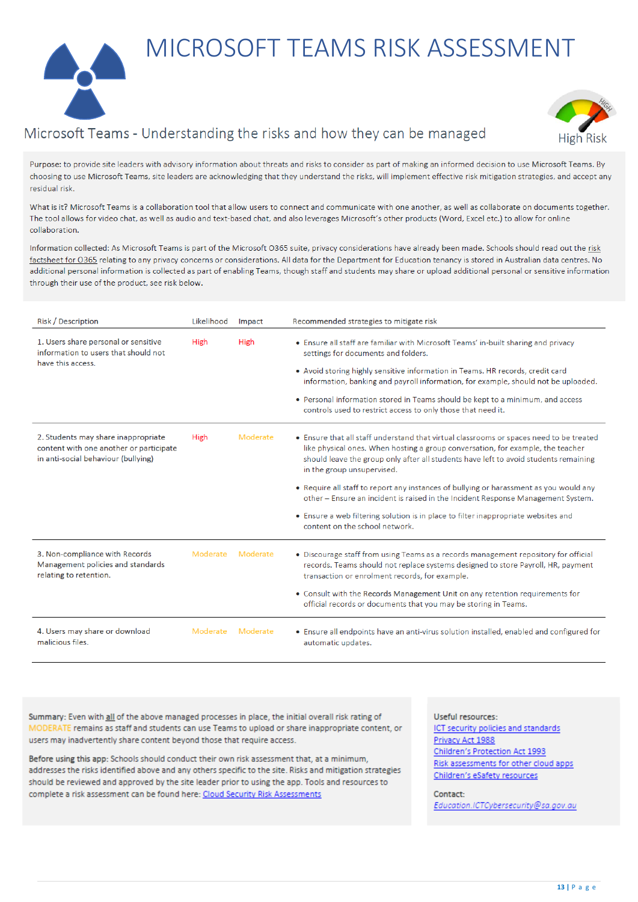# MICROSOFT TEAMS RISK ASSESSMENT

## Microsoft Teams - Understanding the risks and how they can be managed

High Risk

**Purpose:** to provide site leaders with advisory information about threats and risks to consider as part of making an informed decision to use Microsoft Teams. By choosing to use Microsoft Teams, site leaders are acknowledging that they understand the risks, will implement effective risk mitigation strategies, and accept any residual risk.

**What is it?** Microsoft Teams is a collaboration tool that allow users to connect and communicate with one another, as well as collaborate on documents together. The tool allows for video chat, as well as audio and text-based chat, and also leverages Microsoft's other products (Word, Excel etc.) to allow for online collaboration.

**Information collected:** As Microsoft Teams is part of the Microsoft O365 suite, privacy considerations have already been made. Schools should read out the risk factsheet for O365 relating to any privacy concerns or considerations. All data for the Department for Education tenancy is stored in Australian data centres. No additional personal information is collected as part of enabling Teams, though staff and students may share or upload additional personal or sensitive information through their use of the product, see risk below.

| Risk / Description | Likelihood | Impact | Recommended strategies to mitigate risk |
|---|---|---|---|
| 1. Users share personal or sensitive information to users that should not have this access. | High | High | • Ensure all staff are familiar with Microsoft Teams' in-built sharing and privacy settings for documents and folders.<br>• Avoid storing highly sensitive information in Teams. HR records, credit card information, banking and payroll information, for example, should not be uploaded.<br>• Personal information stored in Teams should be kept to a minimum, and access controls used to restrict access to only those that need it. |
| 2. Students may share inappropriate content with one another or participate in anti-social behaviour (bullying) | High | Moderate | • Ensure that all staff understand that virtual classrooms or spaces need to be treated like physical ones. When hosting a group conversation, for example, the teacher should leave the group only after all students have left to avoid students remaining in the group unsupervised.<br>• Require all staff to report any instances of bullying or harassment as you would any other – Ensure an incident is raised in the Incident Response Management System.<br>• Ensure a web filtering solution is in place to filter inappropriate websites and content on the school network. |
| 3. Non-compliance with Records Management policies and standards relating to retention. | Moderate | Moderate | • Discourage staff from using Teams as a records management repository for official records. Teams should not replace systems designed to store Payroll, HR, payment transaction or enrolment records, for example.<br>• Consult with the Records Management Unit on any retention requirements for official records or documents that you may be storing in Teams. |
| 4. Users may share or download malicious files. | Moderate | Moderate | • Ensure all endpoints have an anti-virus solution installed, enabled and configured for automatic updates. |

**Summary:** Even with all of the above managed processes in place, the initial overall risk rating of MODERATE remains as staff and students can use Teams to upload or share inappropriate content, or users may inadvertently share content beyond those that require access.

**Before using this app:** Schools should conduct their own risk assessment that, at a minimum, addresses the risks identified above and any others specific to the site. Risks and mitigation strategies should be reviewed and approved by the site leader prior to using the app. Tools and resources to complete a risk assessment can be found here: Cloud Security Risk Assessments

**Useful resources:**
- ICT security policies and standards
- Privacy Act 1988
- Children's Protection Act 1993
- Risk assessments for other cloud apps
- Children's eSafety resources

**Contact:**
Education.ICTCybersecurity@sa.gov.au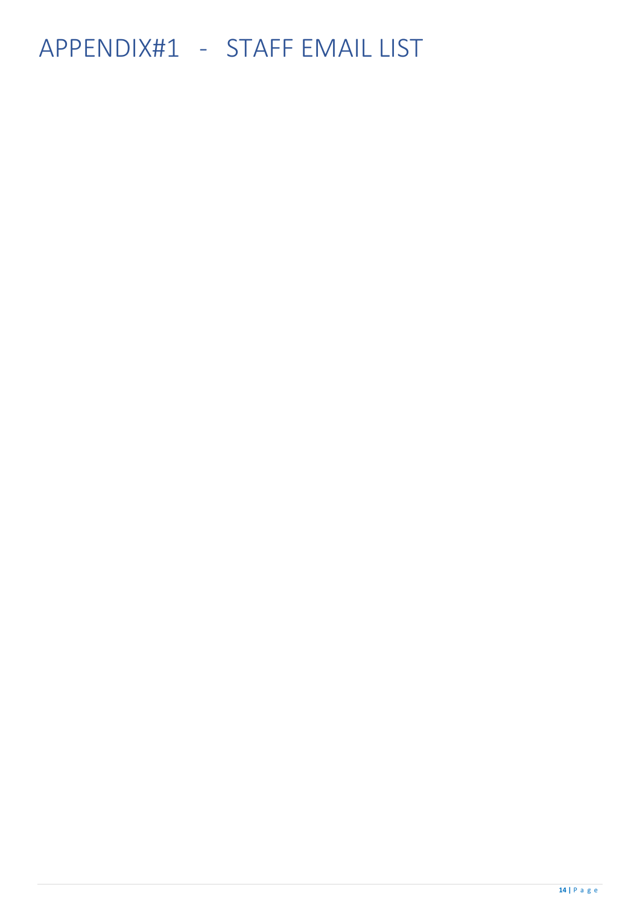# APPENDIX#1 - STAFF EMAIL LIST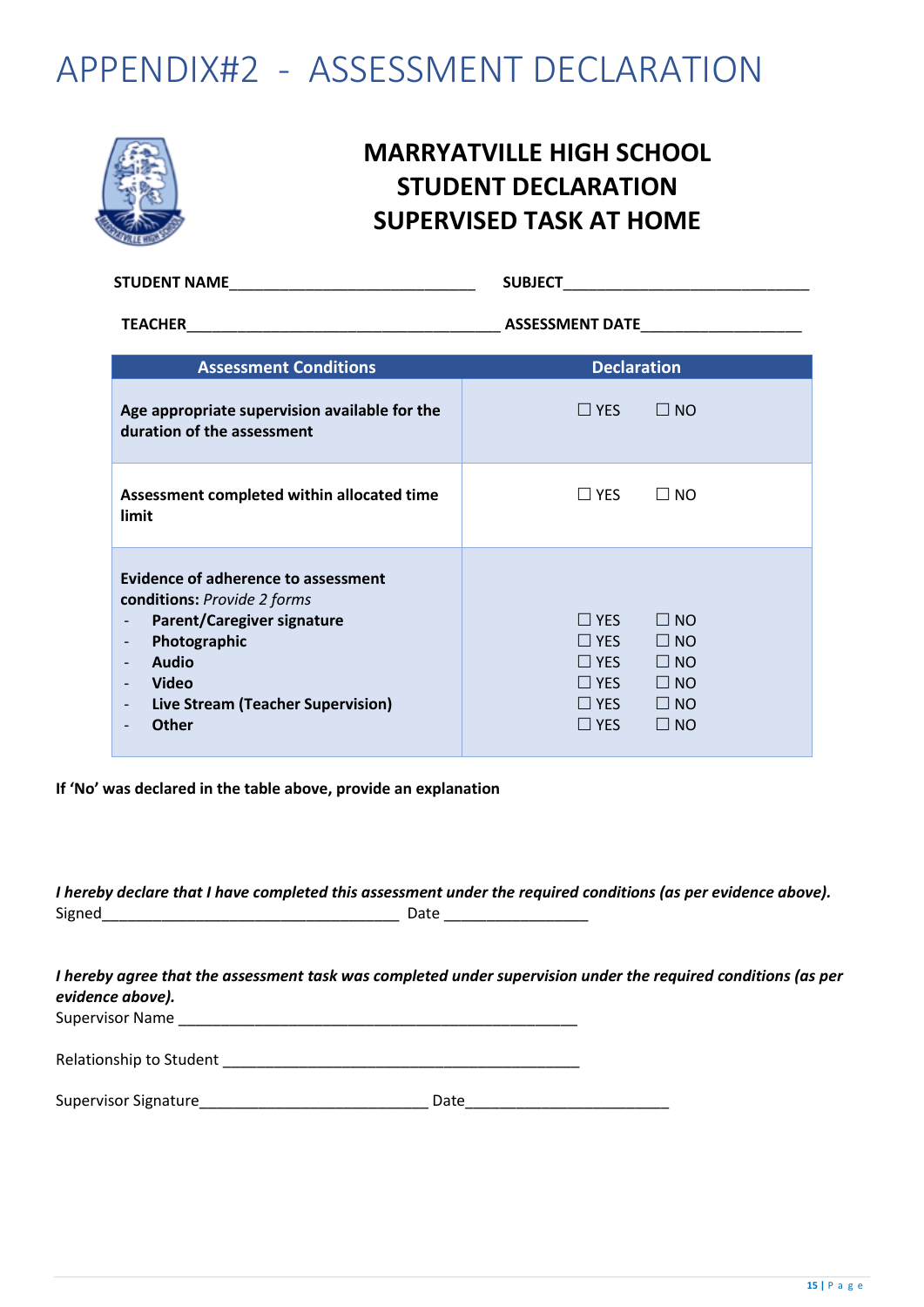# APPENDIX#2 - ASSESSMENT DECLARATION

## MARRYATVILLE HIGH SCHOOL
## STUDENT DECLARATION
## SUPERVISED TASK AT HOME

**STUDENT NAME**_____________________________ **SUBJECT**_____________________________

**TEACHER**_____________________________________ **ASSESSMENT DATE**___________________

| Assessment Conditions | Declaration |
|---|---|
| **Age appropriate supervision available for the duration of the assessment** | ☐ YES ☐ NO |
| **Assessment completed within allocated time limit** | ☐ YES ☐ NO |
| **Evidence of adherence to assessment conditions:** *Provide 2 forms* | |
| - **Parent/Caregiver signature** | ☐ YES ☐ NO |
| - **Photographic** | ☐ YES ☐ NO |
| - **Audio** | ☐ YES ☐ NO |
| - **Video** | ☐ YES ☐ NO |
| - **Live Stream (Teacher Supervision)** | ☐ YES ☐ NO |
| - **Other** | ☐ YES ☐ NO |

**If 'No' was declared in the table above, provide an explanation**

***I hereby declare that I have completed this assessment under the required conditions (as per evidence above).***

Signed___________________________________ Date _________________

***I hereby agree that the assessment task was completed under supervision under the required conditions (as per evidence above).***

Supervisor Name _______________________________________________

Relationship to Student ____________________________________________

Supervisor Signature___________________________ Date________________________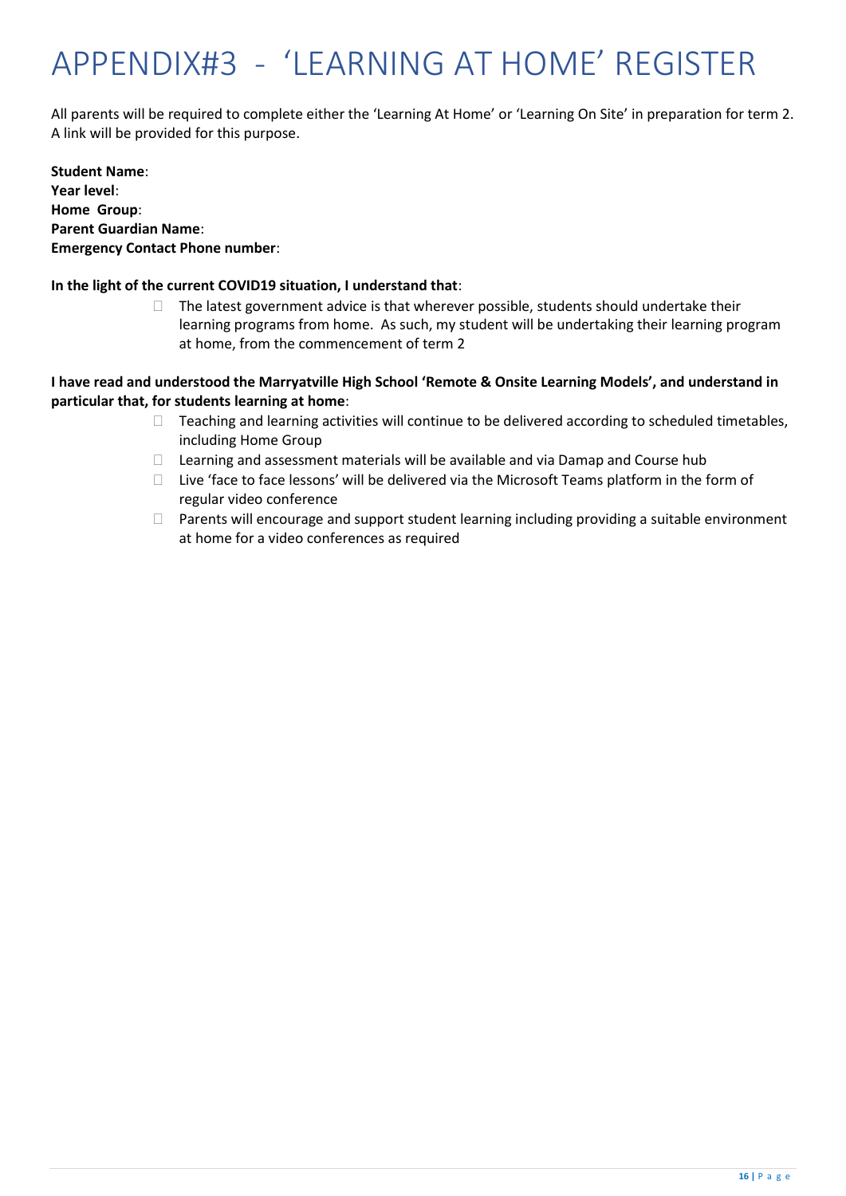# APPENDIX#3 - 'LEARNING AT HOME' REGISTER

All parents will be required to complete either the 'Learning At Home' or 'Learning On Site' in preparation for term 2. A link will be provided for this purpose.

**Student Name**:
**Year level**:
**Home Group**:
**Parent Guardian Name**:
**Emergency Contact Phone number**:

**In the light of the current COVID19 situation, I understand that**:

- ☐ The latest government advice is that wherever possible, students should undertake their learning programs from home. As such, my student will be undertaking their learning program at home, from the commencement of term 2

**I have read and understood the Marryatville High School 'Remote & Onsite Learning Models', and understand in particular that, for students learning at home**:

- ☐ Teaching and learning activities will continue to be delivered according to scheduled timetables, including Home Group
- ☐ Learning and assessment materials will be available and via Damap and Course hub
- ☐ Live 'face to face lessons' will be delivered via the Microsoft Teams platform in the form of regular video conference
- ☐ Parents will encourage and support student learning including providing a suitable environment at home for a video conferences as required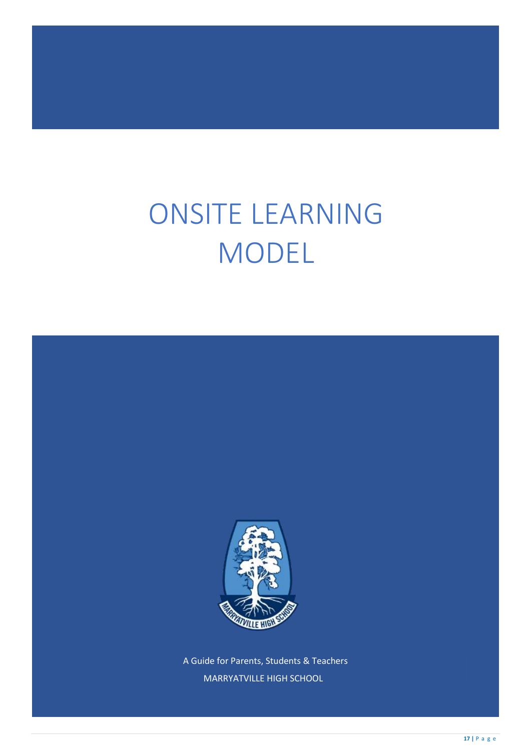# ONSITE LEARNING MODEL

A Guide for Parents, Students & Teachers

MARRYATVILLE HIGH SCHOOL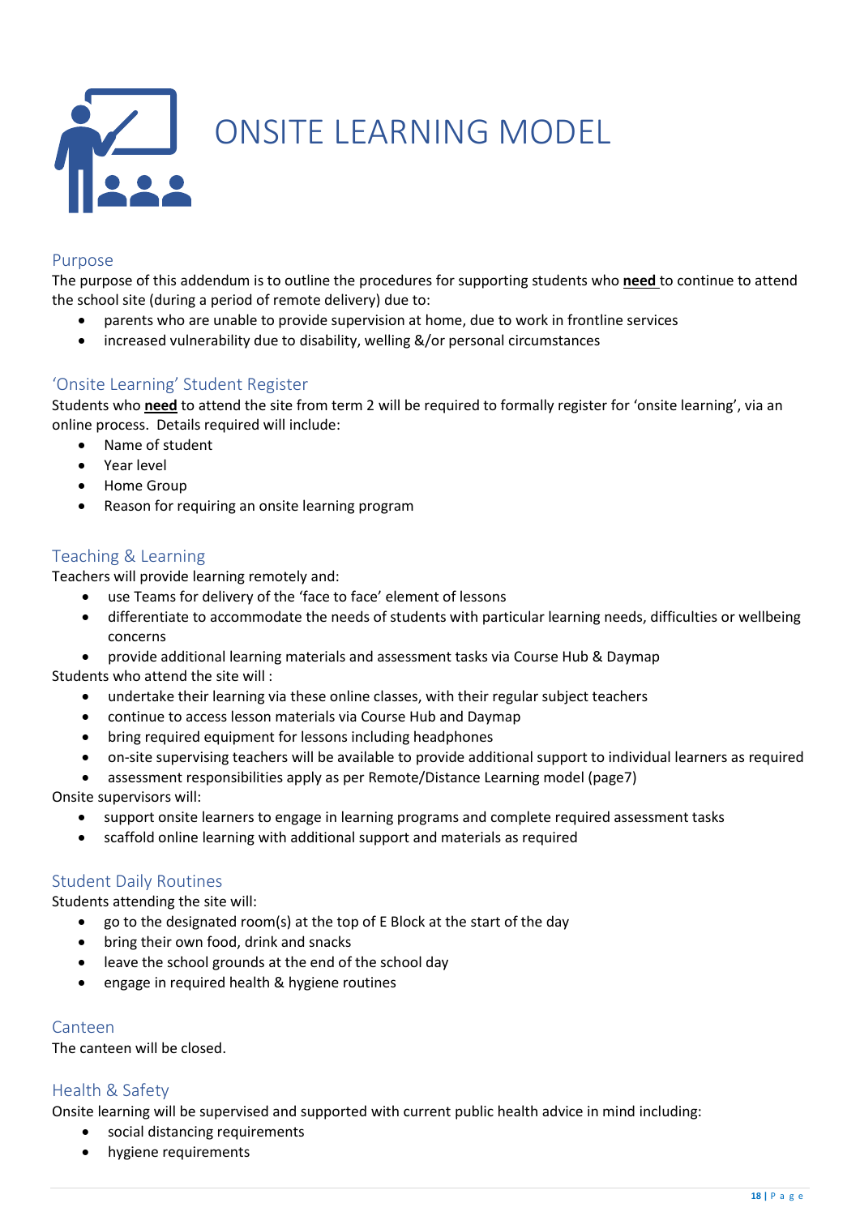# ONSITE LEARNING MODEL

## Purpose

The purpose of this addendum is to outline the procedures for supporting students who **need** to continue to attend the school site (during a period of remote delivery) due to:

- parents who are unable to provide supervision at home, due to work in frontline services
- increased vulnerability due to disability, welling &/or personal circumstances

## 'Onsite Learning' Student Register

Students who **need** to attend the site from term 2 will be required to formally register for 'onsite learning', via an online process. Details required will include:

- Name of student
- Year level
- Home Group
- Reason for requiring an onsite learning program

## Teaching & Learning

Teachers will provide learning remotely and:

- use Teams for delivery of the 'face to face' element of lessons
- differentiate to accommodate the needs of students with particular learning needs, difficulties or wellbeing concerns
- provide additional learning materials and assessment tasks via Course Hub & Daymap

Students who attend the site will :

- undertake their learning via these online classes, with their regular subject teachers
- continue to access lesson materials via Course Hub and Daymap
- bring required equipment for lessons including headphones
- on-site supervising teachers will be available to provide additional support to individual learners as required
- assessment responsibilities apply as per Remote/Distance Learning model (page7)

Onsite supervisors will:

- support onsite learners to engage in learning programs and complete required assessment tasks
- scaffold online learning with additional support and materials as required

## Student Daily Routines

Students attending the site will:

- go to the designated room(s) at the top of E Block at the start of the day
- bring their own food, drink and snacks
- leave the school grounds at the end of the school day
- engage in required health & hygiene routines

## Canteen

The canteen will be closed.

## Health & Safety

Onsite learning will be supervised and supported with current public health advice in mind including:

- social distancing requirements
- hygiene requirements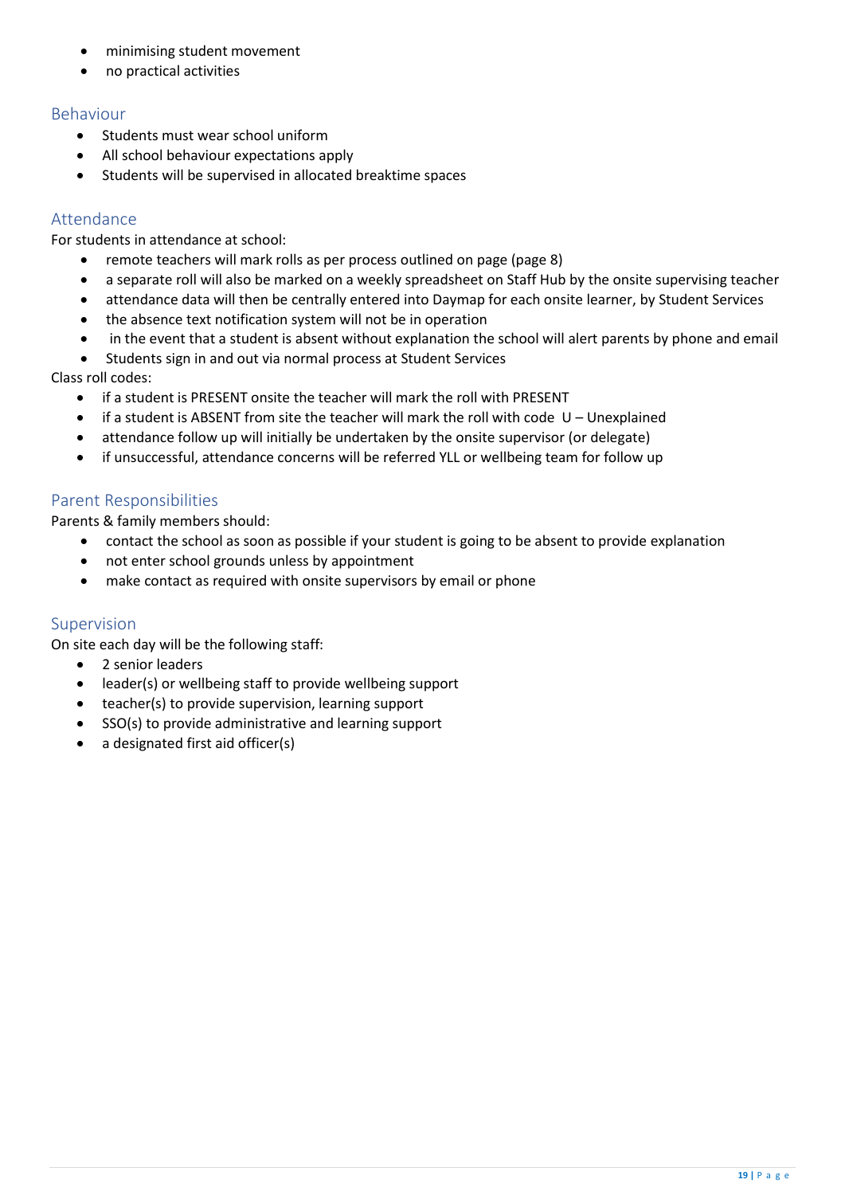- minimising student movement
- no practical activities

## Behaviour

- Students must wear school uniform
- All school behaviour expectations apply
- Students will be supervised in allocated breaktime spaces

## Attendance

For students in attendance at school:

- remote teachers will mark rolls as per process outlined on page (page 8)
- a separate roll will also be marked on a weekly spreadsheet on Staff Hub by the onsite supervising teacher
- attendance data will then be centrally entered into Daymap for each onsite learner, by Student Services
- the absence text notification system will not be in operation
- in the event that a student is absent without explanation the school will alert parents by phone and email
- Students sign in and out via normal process at Student Services

Class roll codes:

- if a student is PRESENT onsite the teacher will mark the roll with PRESENT
- if a student is ABSENT from site the teacher will mark the roll with code U – Unexplained
- attendance follow up will initially be undertaken by the onsite supervisor (or delegate)
- if unsuccessful, attendance concerns will be referred YLL or wellbeing team for follow up

## Parent Responsibilities

Parents & family members should:

- contact the school as soon as possible if your student is going to be absent to provide explanation
- not enter school grounds unless by appointment
- make contact as required with onsite supervisors by email or phone

## Supervision

On site each day will be the following staff:

- 2 senior leaders
- leader(s) or wellbeing staff to provide wellbeing support
- teacher(s) to provide supervision, learning support
- SSO(s) to provide administrative and learning support
- a designated first aid officer(s)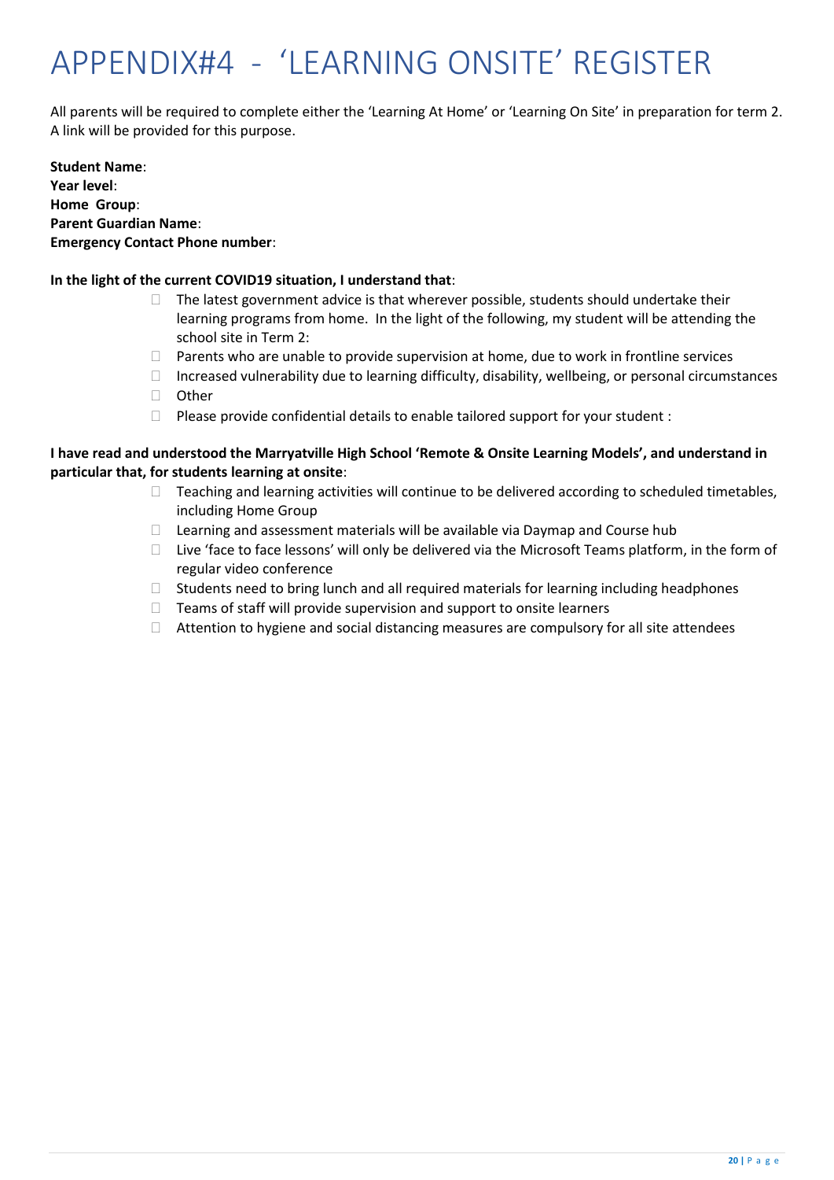# APPENDIX#4 - 'LEARNING ONSITE' REGISTER

All parents will be required to complete either the 'Learning At Home' or 'Learning On Site' in preparation for term 2. A link will be provided for this purpose.

**Student Name**:
**Year level**:
**Home Group**:
**Parent Guardian Name**:
**Emergency Contact Phone number**:

**In the light of the current COVID19 situation, I understand that**:

- ☐ The latest government advice is that wherever possible, students should undertake their learning programs from home. In the light of the following, my student will be attending the school site in Term 2:
- ☐ Parents who are unable to provide supervision at home, due to work in frontline services
- ☐ Increased vulnerability due to learning difficulty, disability, wellbeing, or personal circumstances
- ☐ Other
- ☐ Please provide confidential details to enable tailored support for your student :

**I have read and understood the Marryatville High School 'Remote & Onsite Learning Models', and understand in particular that, for students learning at onsite**:

- ☐ Teaching and learning activities will continue to be delivered according to scheduled timetables, including Home Group
- ☐ Learning and assessment materials will be available via Daymap and Course hub
- ☐ Live 'face to face lessons' will only be delivered via the Microsoft Teams platform, in the form of regular video conference
- ☐ Students need to bring lunch and all required materials for learning including headphones
- ☐ Teams of staff will provide supervision and support to onsite learners
- ☐ Attention to hygiene and social distancing measures are compulsory for all site attendees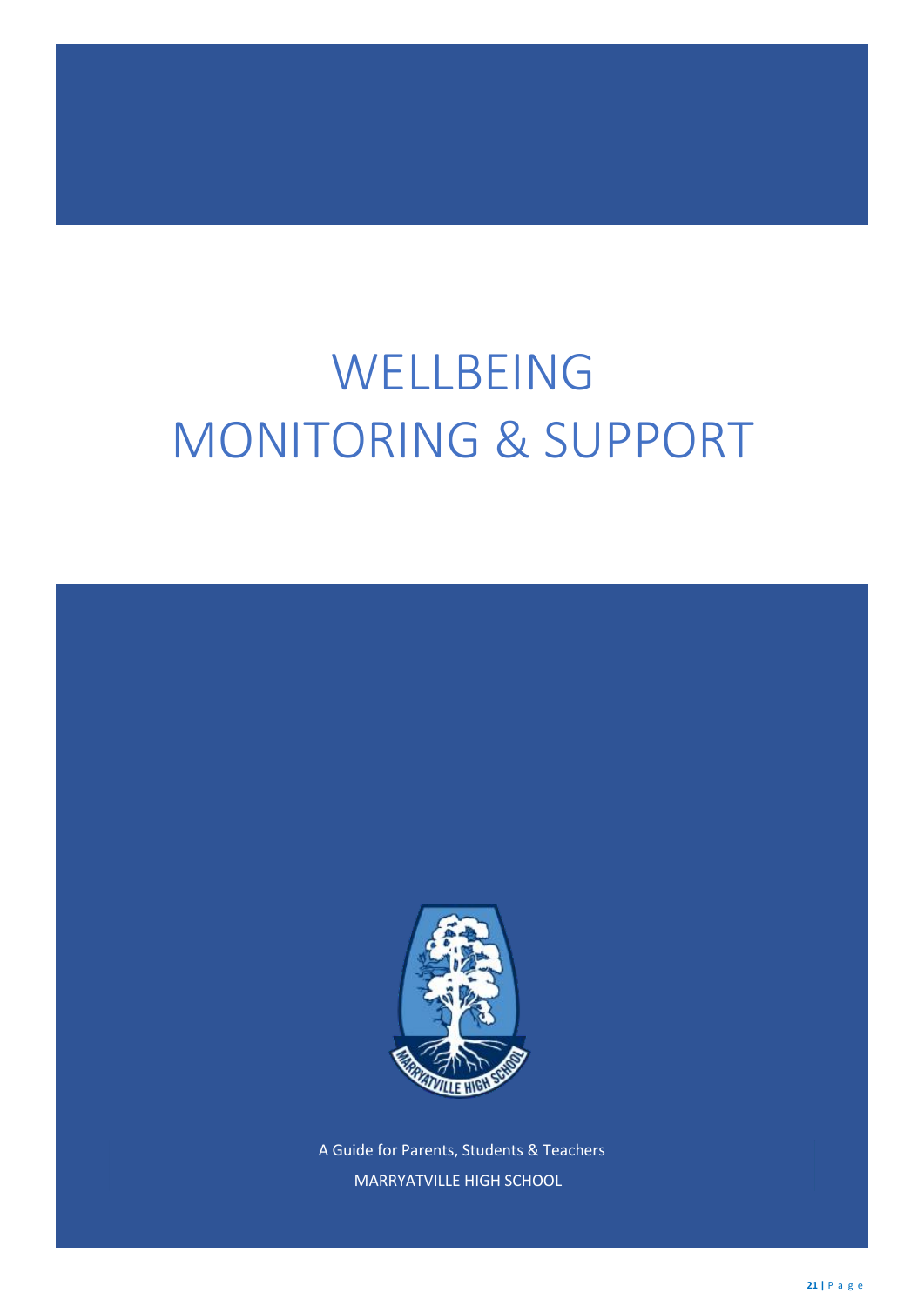# WELLBEING MONITORING & SUPPORT

A Guide for Parents, Students & Teachers

MARRYATVILLE HIGH SCHOOL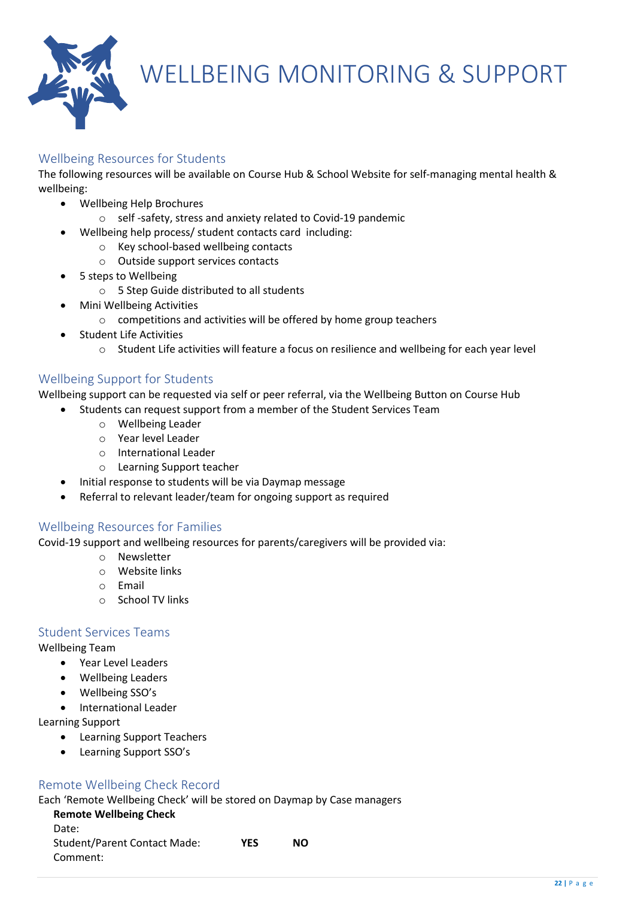# WELLBEING MONITORING & SUPPORT

## Wellbeing Resources for Students

The following resources will be available on Course Hub & School Website for self-managing mental health & wellbeing:

- Wellbeing Help Brochures
  - self -safety, stress and anxiety related to Covid-19 pandemic
- Wellbeing help process/ student contacts card including:
  - Key school-based wellbeing contacts
  - Outside support services contacts
- 5 steps to Wellbeing
  - 5 Step Guide distributed to all students
- Mini Wellbeing Activities
  - competitions and activities will be offered by home group teachers
- Student Life Activities
  - Student Life activities will feature a focus on resilience and wellbeing for each year level

## Wellbeing Support for Students

Wellbeing support can be requested via self or peer referral, via the Wellbeing Button on Course Hub

- Students can request support from a member of the Student Services Team
  - Wellbeing Leader
  - Year level Leader
  - International Leader
  - Learning Support teacher
- Initial response to students will be via Daymap message
- Referral to relevant leader/team for ongoing support as required

## Wellbeing Resources for Families

Covid-19 support and wellbeing resources for parents/caregivers will be provided via:

- Newsletter
- Website links
- Email
- School TV links

## Student Services Teams

Wellbeing Team

- Year Level Leaders
- Wellbeing Leaders
- Wellbeing SSO's
- International Leader

Learning Support

- Learning Support Teachers
- Learning Support SSO's

## Remote Wellbeing Check Record

Each 'Remote Wellbeing Check' will be stored on Daymap by Case managers

**Remote Wellbeing Check**

Date:

Student/Parent Contact Made: **YES** **NO**

Comment: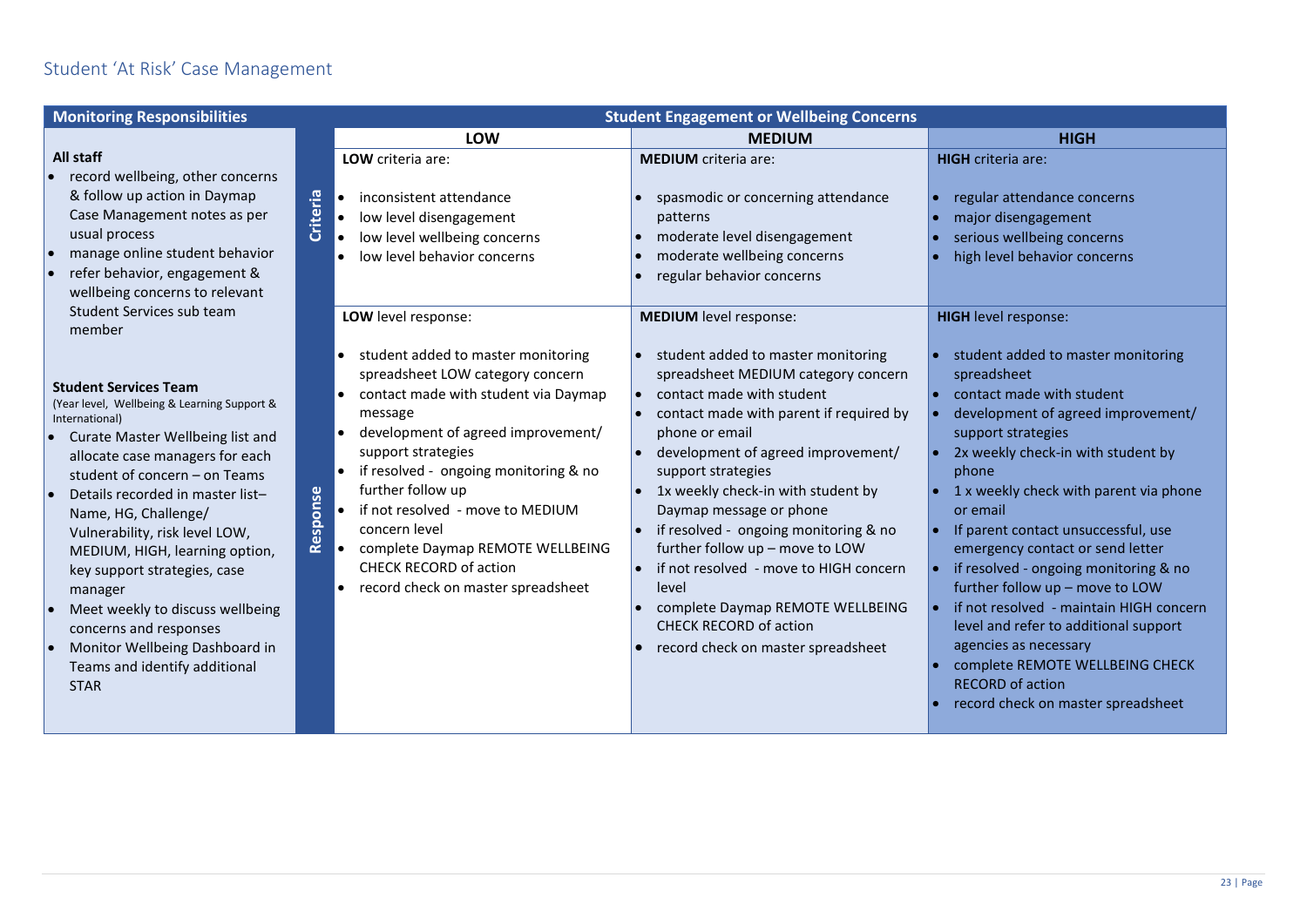## Student 'At Risk' Case Management

| Monitoring Responsibilities | Student Engagement or Wellbeing Concerns | | | |
|---|---|---|---|---|
| | | **LOW** | **MEDIUM** | **HIGH** |
| **All staff**<br>• record wellbeing, other concerns & follow up action in Daymap Case Management notes as per usual process<br>• manage online student behavior<br>• refer behavior, engagement & wellbeing concerns to relevant Student Services sub team member<br><br>**Student Services Team**<br>(Year level, Wellbeing & Learning Support & International)<br>• Curate Master Wellbeing list and allocate case managers for each student of concern – on Teams<br>• Details recorded in master list– Name, HG, Challenge/ Vulnerability, risk level LOW, MEDIUM, HIGH, learning option, key support strategies, case manager<br>• Meet weekly to discuss wellbeing concerns and responses<br>• Monitor Wellbeing Dashboard in Teams and identify additional STAR | **Criteria** | **LOW** criteria are:<br><br>• inconsistent attendance<br>• low level disengagement<br>• low level wellbeing concerns<br>• low level behavior concerns | **MEDIUM** criteria are:<br><br>• spasmodic or concerning attendance patterns<br>• moderate level disengagement<br>• moderate wellbeing concerns<br>• regular behavior concerns | **HIGH** criteria are:<br><br>• regular attendance concerns<br>• major disengagement<br>• serious wellbeing concerns<br>• high level behavior concerns |
| | **Response** | **LOW** level response:<br><br>• student added to master monitoring spreadsheet LOW category concern<br>• contact made with student via Daymap message<br>• development of agreed improvement/ support strategies<br>• if resolved - ongoing monitoring & no further follow up<br>• if not resolved - move to MEDIUM concern level<br>• complete Daymap REMOTE WELLBEING CHECK RECORD of action<br>• record check on master spreadsheet | **MEDIUM** level response:<br><br>• student added to master monitoring spreadsheet MEDIUM category concern<br>• contact made with student<br>• contact made with parent if required by phone or email<br>• development of agreed improvement/ support strategies<br>• 1x weekly check-in with student by Daymap message or phone<br>• if resolved - ongoing monitoring & no further follow up – move to LOW<br>• if not resolved - move to HIGH concern level<br>• complete Daymap REMOTE WELLBEING CHECK RECORD of action<br>• record check on master spreadsheet | **HIGH** level response:<br><br>• student added to master monitoring spreadsheet<br>• contact made with student<br>• development of agreed improvement/ support strategies<br>• 2x weekly check-in with student by phone<br>• 1 x weekly check with parent via phone or email<br>• If parent contact unsuccessful, use emergency contact or send letter<br>• if resolved - ongoing monitoring & no further follow up – move to LOW<br>• if not resolved - maintain HIGH concern level and refer to additional support agencies as necessary<br>• complete REMOTE WELLBEING CHECK RECORD of action<br>• record check on master spreadsheet |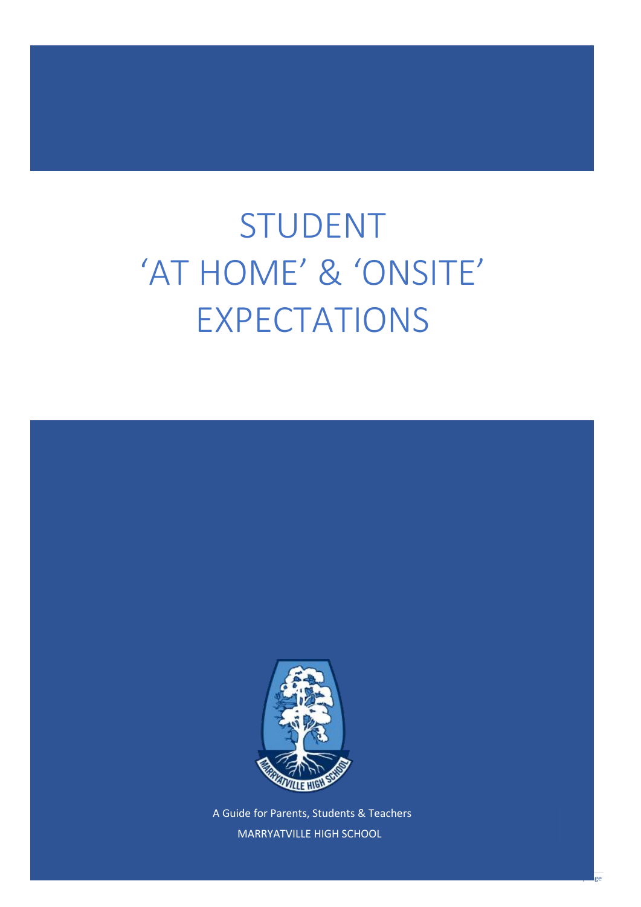# STUDENT 'AT HOME' & 'ONSITE' EXPECTATIONS

A Guide for Parents, Students & Teachers

MARRYATVILLE HIGH SCHOOL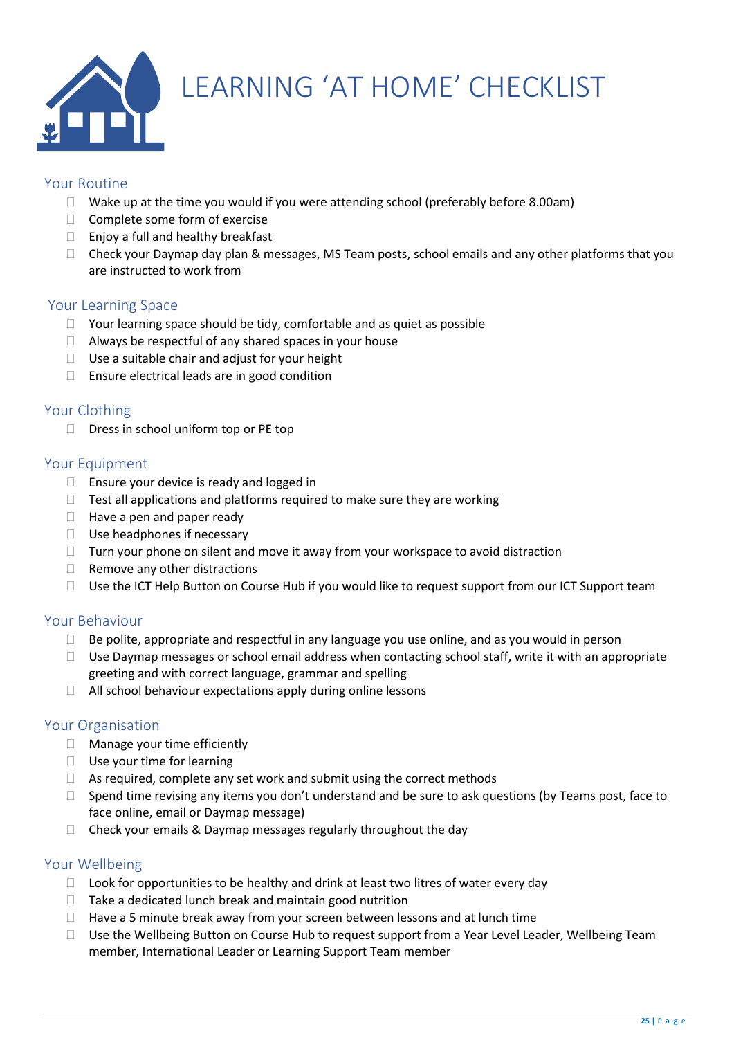# LEARNING 'AT HOME' CHECKLIST

## Your Routine

- ☐ Wake up at the time you would if you were attending school (preferably before 8.00am)
- ☐ Complete some form of exercise
- ☐ Enjoy a full and healthy breakfast
- ☐ Check your Daymap day plan & messages, MS Team posts, school emails and any other platforms that you are instructed to work from

## Your Learning Space

- ☐ Your learning space should be tidy, comfortable and as quiet as possible
- ☐ Always be respectful of any shared spaces in your house
- ☐ Use a suitable chair and adjust for your height
- ☐ Ensure electrical leads are in good condition

## Your Clothing

- ☐ Dress in school uniform top or PE top

## Your Equipment

- ☐ Ensure your device is ready and logged in
- ☐ Test all applications and platforms required to make sure they are working
- ☐ Have a pen and paper ready
- ☐ Use headphones if necessary
- ☐ Turn your phone on silent and move it away from your workspace to avoid distraction
- ☐ Remove any other distractions
- ☐ Use the ICT Help Button on Course Hub if you would like to request support from our ICT Support team

## Your Behaviour

- ☐ Be polite, appropriate and respectful in any language you use online, and as you would in person
- ☐ Use Daymap messages or school email address when contacting school staff, write it with an appropriate greeting and with correct language, grammar and spelling
- ☐ All school behaviour expectations apply during online lessons

## Your Organisation

- ☐ Manage your time efficiently
- ☐ Use your time for learning
- ☐ As required, complete any set work and submit using the correct methods
- ☐ Spend time revising any items you don't understand and be sure to ask questions (by Teams post, face to face online, email or Daymap message)
- ☐ Check your emails & Daymap messages regularly throughout the day

## Your Wellbeing

- ☐ Look for opportunities to be healthy and drink at least two litres of water every day
- ☐ Take a dedicated lunch break and maintain good nutrition
- ☐ Have a 5 minute break away from your screen between lessons and at lunch time
- ☐ Use the Wellbeing Button on Course Hub to request support from a Year Level Leader, Wellbeing Team member, International Leader or Learning Support Team member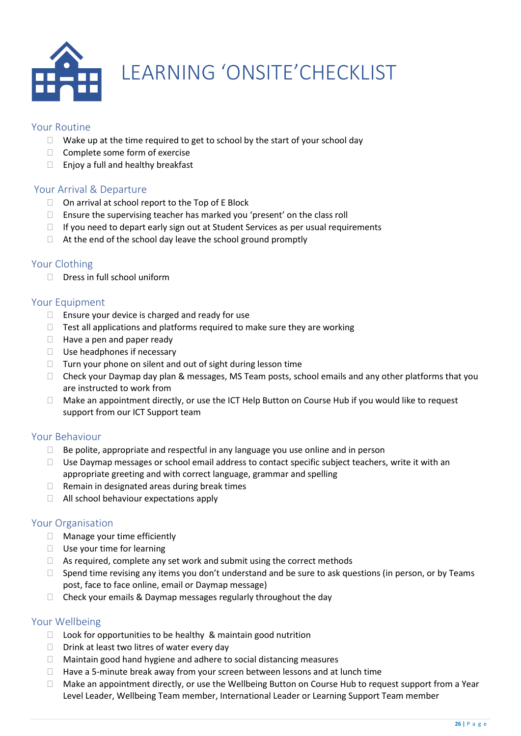# LEARNING 'ONSITE'CHECKLIST

## Your Routine

- Wake up at the time required to get to school by the start of your school day
- Complete some form of exercise
- Enjoy a full and healthy breakfast

## Your Arrival & Departure

- On arrival at school report to the Top of E Block
- Ensure the supervising teacher has marked you 'present' on the class roll
- If you need to depart early sign out at Student Services as per usual requirements
- At the end of the school day leave the school ground promptly

## Your Clothing

- Dress in full school uniform

## Your Equipment

- Ensure your device is charged and ready for use
- Test all applications and platforms required to make sure they are working
- Have a pen and paper ready
- Use headphones if necessary
- Turn your phone on silent and out of sight during lesson time
- Check your Daymap day plan & messages, MS Team posts, school emails and any other platforms that you are instructed to work from
- Make an appointment directly, or use the ICT Help Button on Course Hub if you would like to request support from our ICT Support team

## Your Behaviour

- Be polite, appropriate and respectful in any language you use online and in person
- Use Daymap messages or school email address to contact specific subject teachers, write it with an appropriate greeting and with correct language, grammar and spelling
- Remain in designated areas during break times
- All school behaviour expectations apply

## Your Organisation

- Manage your time efficiently
- Use your time for learning
- As required, complete any set work and submit using the correct methods
- Spend time revising any items you don't understand and be sure to ask questions (in person, or by Teams post, face to face online, email or Daymap message)
- Check your emails & Daymap messages regularly throughout the day

## Your Wellbeing

- Look for opportunities to be healthy & maintain good nutrition
- Drink at least two litres of water every day
- Maintain good hand hygiene and adhere to social distancing measures
- Have a 5-minute break away from your screen between lessons and at lunch time
- Make an appointment directly, or use the Wellbeing Button on Course Hub to request support from a Year Level Leader, Wellbeing Team member, International Leader or Learning Support Team member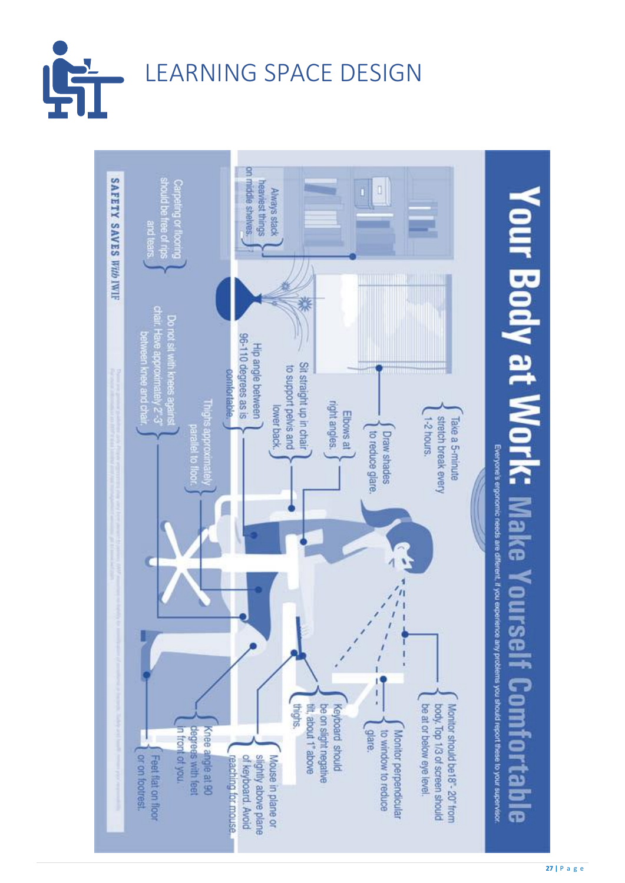# LEARNING SPACE DESIGN

# Your Body at Work: Make Yourself Comfortable

Everyone's ergonomic needs are different. If you experience any problems you should report these to your supervisor.

- Take a 5-minute stretch break every 1-2 hours.
- Draw shades to reduce glare.
- Elbows at right angles.
- Sit straight up in chair to support pelvis and lower back.
- Hip angle between 96-110 degrees as is comfortable.
- Thighs approximately parallel to floor.
- Do not sit with knees against chair. Have approximately 2"-3" between knee and chair.
- Always stack heaviest things on middle shelves.
- Carpeting or flooring should be free of rips and tears.
- Monitor should be 18"- 20" from body. Top 1/3 of screen should be at or below eye level.
- Monitor perpendicular to window to reduce glare.
- Keyboard should be on slight negative tilt, about 1" above thighs.
- Mouse in plane or slightly above plane of keyboard. Avoid reaching for mouse.
- Knee angle at 90 degrees with feet in front of you.
- Feet flat on floor or on footrest.

SAFETY SAVES *With* IWIF